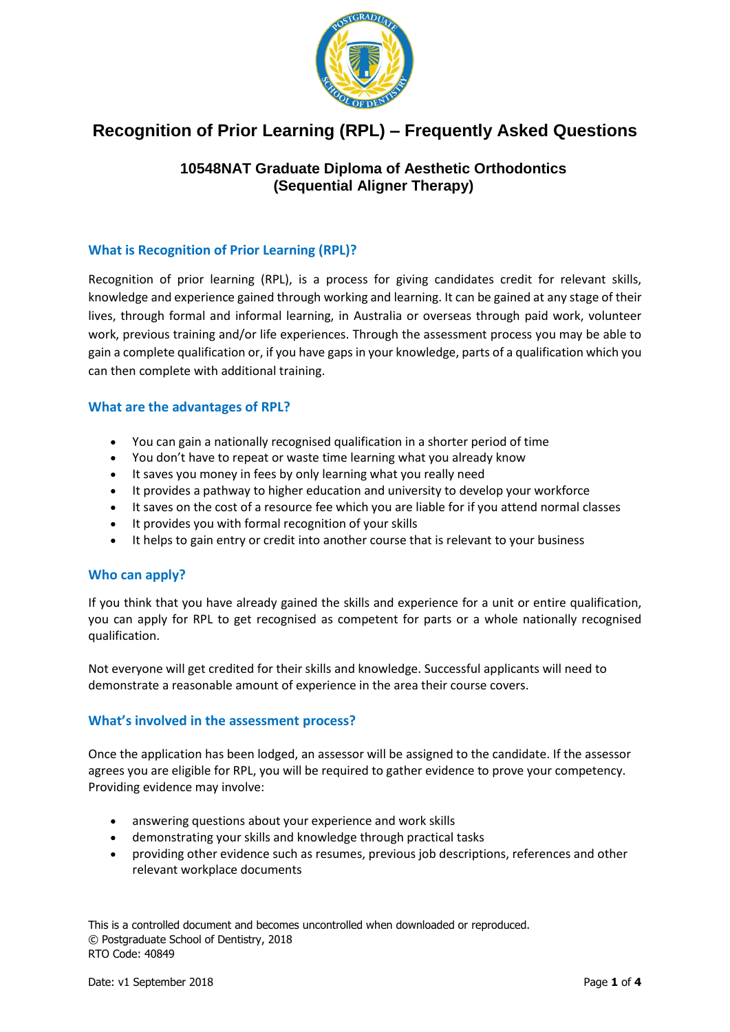# Recognition of Prior Learning (RPL) – Frequently Asked Questions

## 10548NAT Graduate Diploma of Aesthetic Orthodontics (Sequential Aligner Therapy)

### What is Recognition of Prior Learning (RPL)?

Recognition of prior learning (RPL), is a process for giving candidates credit for relevant skills, knowledge and experience gained through working and learning. It can be gained at any stage of their lives, through formal and informal learning, in Australia or overseas through paid work, volunteer work, previous training and/or life experiences. Through the assessment process you may be able to gain a complete qualification or, if you have gaps in your knowledge, parts of a qualification which you can then complete with additional training.

### What are the advantages of RPL?

- You can gain a nationally recognised qualification in a shorter period of time
- You don't have to repeat or waste time learning what you already know
- It saves you money in fees by only learning what you really need
- It provides a pathway to higher education and university to develop your workforce
- It saves on the cost of a resource fee which you are liable for if you attend normal classes
- It provides you with formal recognition of your skills
- It helps to gain entry or credit into another course that is relevant to your business

### Who can apply?

If you think that you have already gained the skills and experience for a unit or entire qualification, you can apply for RPL to get recognised as competent for parts or a whole nationally recognised qualification.

Not everyone will get credited for their skills and knowledge. Successful applicants will need to demonstrate a reasonable amount of experience in the area their course covers.

### What's involved in the assessment process?

Once the application has been lodged, an assessor will be assigned to the candidate. If the assessor agrees you are eligible for RPL, you will be required to gather evidence to prove your competency. Providing evidence may involve:

- answering questions about your experience and work skills
- demonstrating your skills and knowledge through practical tasks
- providing other evidence such as resumes, previous job descriptions, references and other relevant workplace documents

This is a controlled document and becomes uncontrolled when downloaded or reproduced.
© Postgraduate School of Dentistry, 2018
RTO Code: 40849

Date: v1 September 2018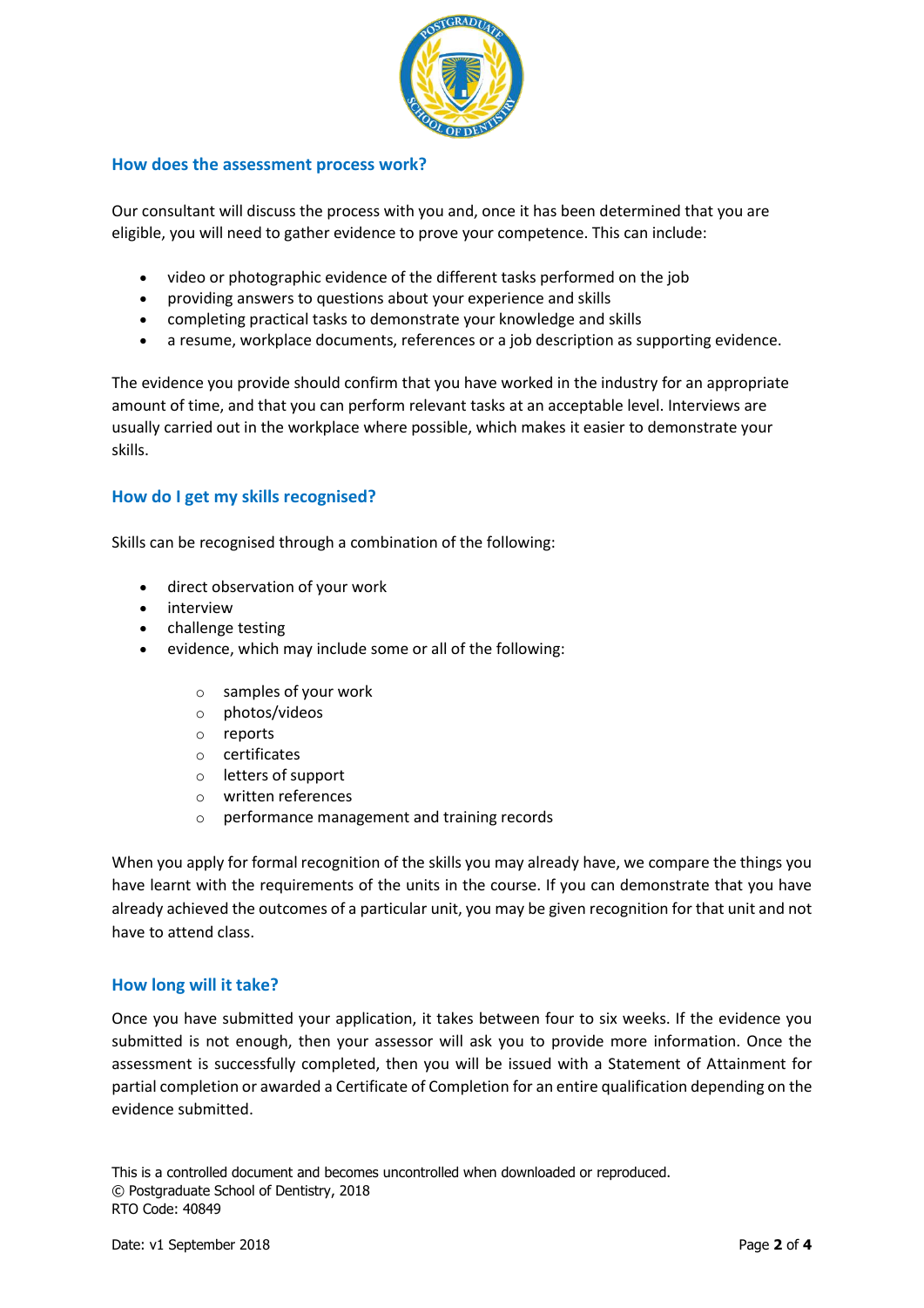## How does the assessment process work?

Our consultant will discuss the process with you and, once it has been determined that you are eligible, you will need to gather evidence to prove your competence. This can include:

- video or photographic evidence of the different tasks performed on the job
- providing answers to questions about your experience and skills
- completing practical tasks to demonstrate your knowledge and skills
- a resume, workplace documents, references or a job description as supporting evidence.

The evidence you provide should confirm that you have worked in the industry for an appropriate amount of time, and that you can perform relevant tasks at an acceptable level. Interviews are usually carried out in the workplace where possible, which makes it easier to demonstrate your skills.

## How do I get my skills recognised?

Skills can be recognised through a combination of the following:

- direct observation of your work
- interview
- challenge testing
- evidence, which may include some or all of the following:
  - samples of your work
  - photos/videos
  - reports
  - certificates
  - letters of support
  - written references
  - performance management and training records

When you apply for formal recognition of the skills you may already have, we compare the things you have learnt with the requirements of the units in the course. If you can demonstrate that you have already achieved the outcomes of a particular unit, you may be given recognition for that unit and not have to attend class.

## How long will it take?

Once you have submitted your application, it takes between four to six weeks. If the evidence you submitted is not enough, then your assessor will ask you to provide more information. Once the assessment is successfully completed, then you will be issued with a Statement of Attainment for partial completion or awarded a Certificate of Completion for an entire qualification depending on the evidence submitted.

This is a controlled document and becomes uncontrolled when downloaded or reproduced.
© Postgraduate School of Dentistry, 2018
RTO Code: 40849

Date: v1 September 2018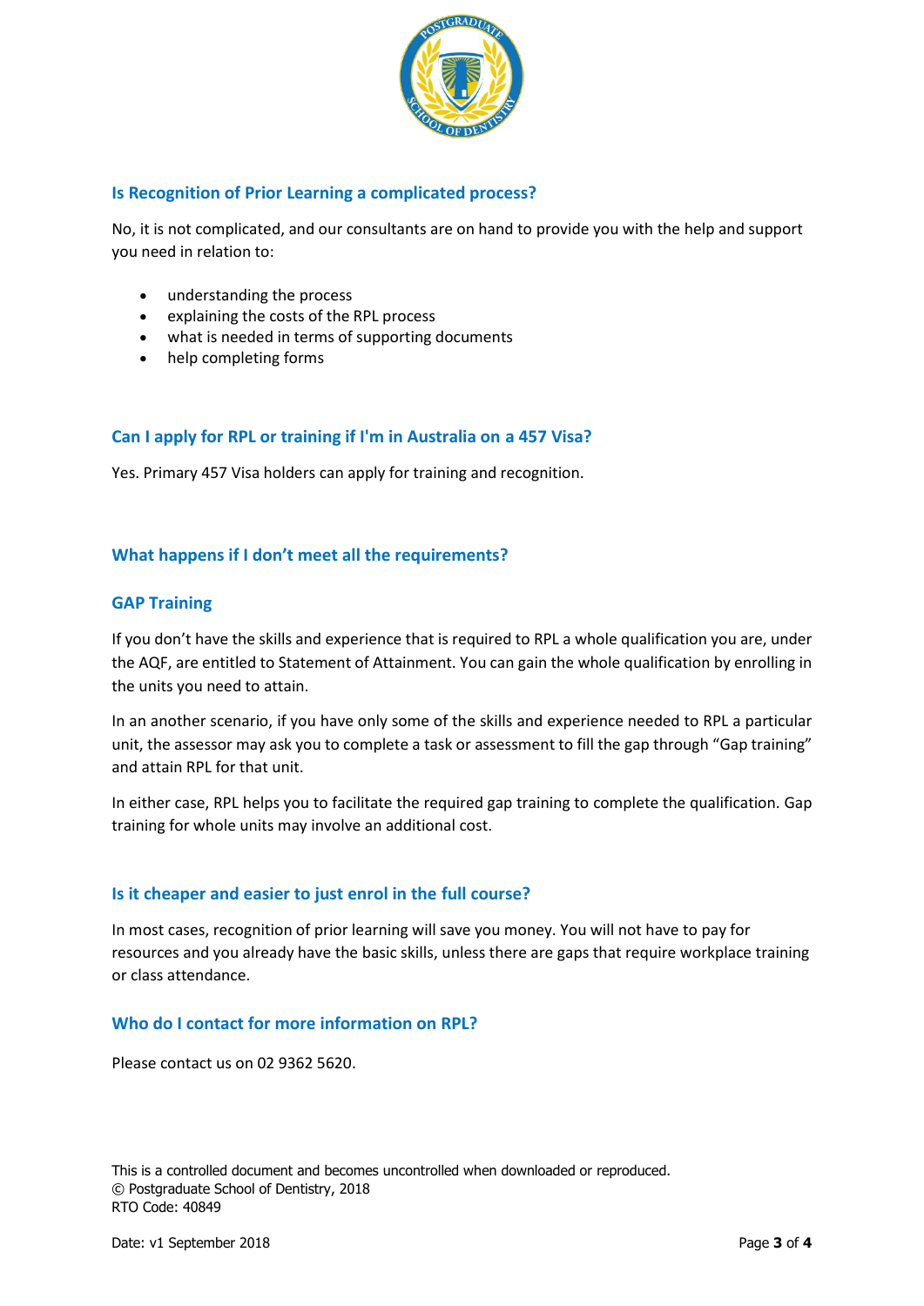## Is Recognition of Prior Learning a complicated process?

No, it is not complicated, and our consultants are on hand to provide you with the help and support you need in relation to:

- understanding the process
- explaining the costs of the RPL process
- what is needed in terms of supporting documents
- help completing forms

## Can I apply for RPL or training if I'm in Australia on a 457 Visa?

Yes. Primary 457 Visa holders can apply for training and recognition.

## What happens if I don't meet all the requirements?

### GAP Training

If you don't have the skills and experience that is required to RPL a whole qualification you are, under the AQF, are entitled to Statement of Attainment. You can gain the whole qualification by enrolling in the units you need to attain.

In an another scenario, if you have only some of the skills and experience needed to RPL a particular unit, the assessor may ask you to complete a task or assessment to fill the gap through "Gap training" and attain RPL for that unit.

In either case, RPL helps you to facilitate the required gap training to complete the qualification. Gap training for whole units may involve an additional cost.

## Is it cheaper and easier to just enrol in the full course?

In most cases, recognition of prior learning will save you money. You will not have to pay for resources and you already have the basic skills, unless there are gaps that require workplace training or class attendance.

## Who do I contact for more information on RPL?

Please contact us on 02 9362 5620.

This is a controlled document and becomes uncontrolled when downloaded or reproduced.
© Postgraduate School of Dentistry, 2018
RTO Code: 40849

Date: v1 September 2018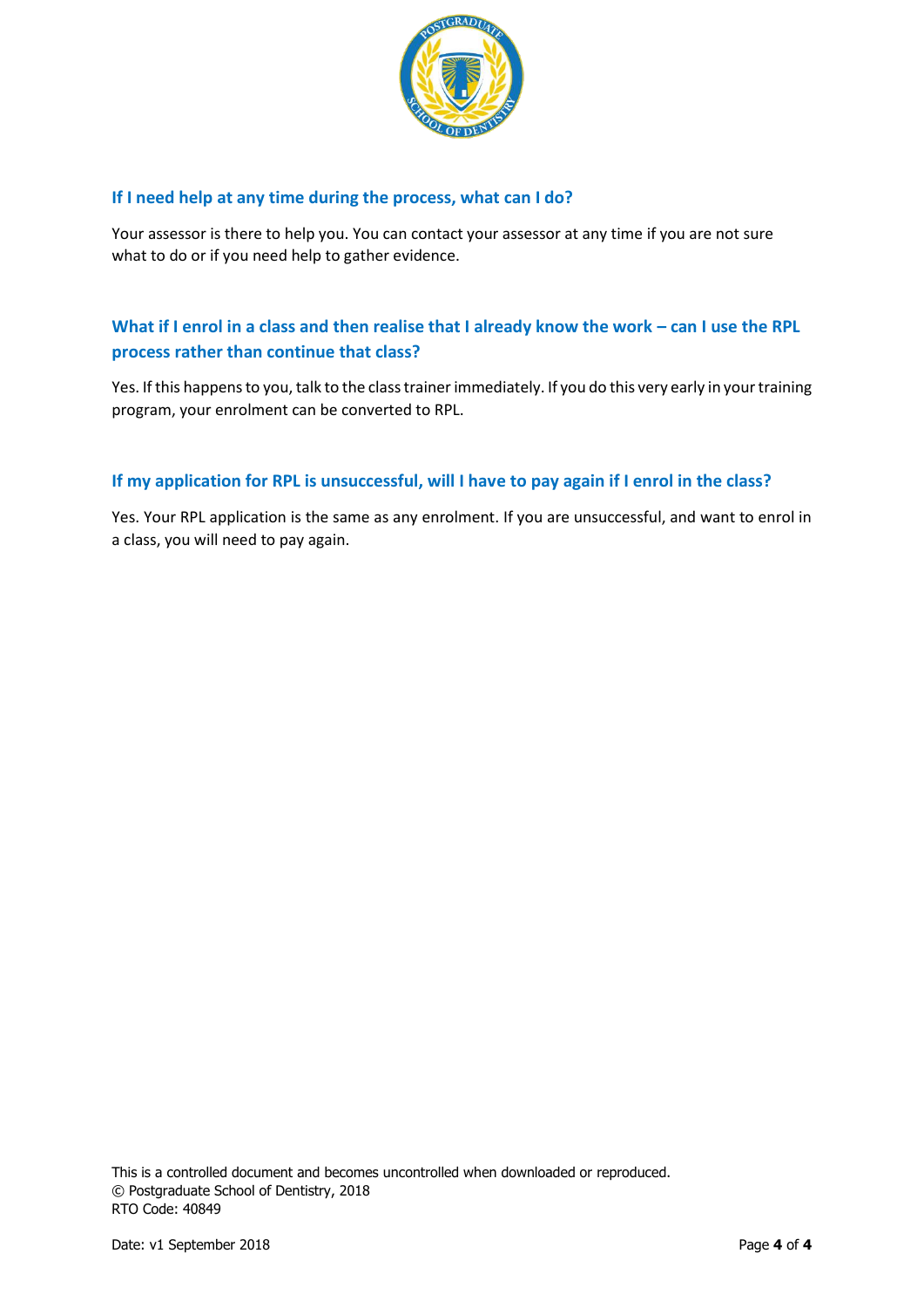## If I need help at any time during the process, what can I do?

Your assessor is there to help you. You can contact your assessor at any time if you are not sure what to do or if you need help to gather evidence.

## What if I enrol in a class and then realise that I already know the work – can I use the RPL process rather than continue that class?

Yes. If this happens to you, talk to the class trainer immediately. If you do this very early in your training program, your enrolment can be converted to RPL.

## If my application for RPL is unsuccessful, will I have to pay again if I enrol in the class?

Yes. Your RPL application is the same as any enrolment. If you are unsuccessful, and want to enrol in a class, you will need to pay again.

This is a controlled document and becomes uncontrolled when downloaded or reproduced.
© Postgraduate School of Dentistry, 2018
RTO Code: 40849

Date: v1 September 2018